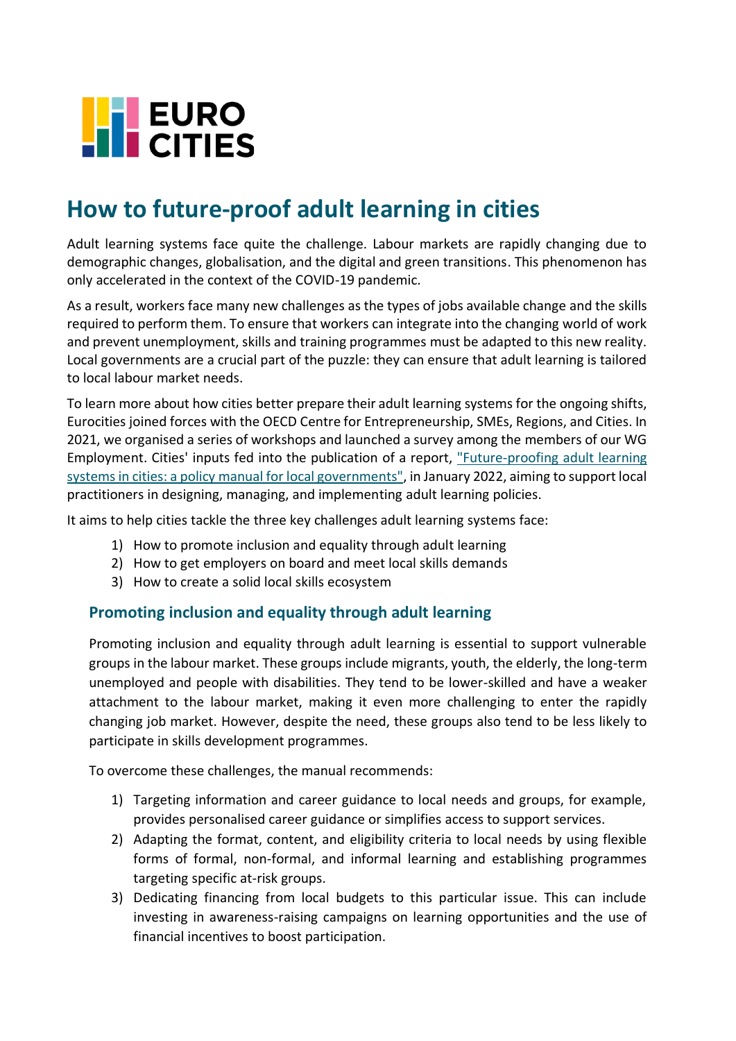EURO CITIES

# How to future-proof adult learning in cities

Adult learning systems face quite the challenge. Labour markets are rapidly changing due to demographic changes, globalisation, and the digital and green transitions. This phenomenon has only accelerated in the context of the COVID-19 pandemic.

As a result, workers face many new challenges as the types of jobs available change and the skills required to perform them. To ensure that workers can integrate into the changing world of work and prevent unemployment, skills and training programmes must be adapted to this new reality. Local governments are a crucial part of the puzzle: they can ensure that adult learning is tailored to local labour market needs.

To learn more about how cities better prepare their adult learning systems for the ongoing shifts, Eurocities joined forces with the OECD Centre for Entrepreneurship, SMEs, Regions, and Cities. In 2021, we organised a series of workshops and launched a survey among the members of our WG Employment. Cities' inputs fed into the publication of a report, "Future-proofing adult learning systems in cities: a policy manual for local governments", in January 2022, aiming to support local practitioners in designing, managing, and implementing adult learning policies.

It aims to help cities tackle the three key challenges adult learning systems face:

1) How to promote inclusion and equality through adult learning
2) How to get employers on board and meet local skills demands
3) How to create a solid local skills ecosystem

## Promoting inclusion and equality through adult learning

Promoting inclusion and equality through adult learning is essential to support vulnerable groups in the labour market. These groups include migrants, youth, the elderly, the long-term unemployed and people with disabilities. They tend to be lower-skilled and have a weaker attachment to the labour market, making it even more challenging to enter the rapidly changing job market. However, despite the need, these groups also tend to be less likely to participate in skills development programmes.

To overcome these challenges, the manual recommends:

1) Targeting information and career guidance to local needs and groups, for example, provides personalised career guidance or simplifies access to support services.
2) Adapting the format, content, and eligibility criteria to local needs by using flexible forms of formal, non-formal, and informal learning and establishing programmes targeting specific at-risk groups.
3) Dedicating financing from local budgets to this particular issue. This can include investing in awareness-raising campaigns on learning opportunities and the use of financial incentives to boost participation.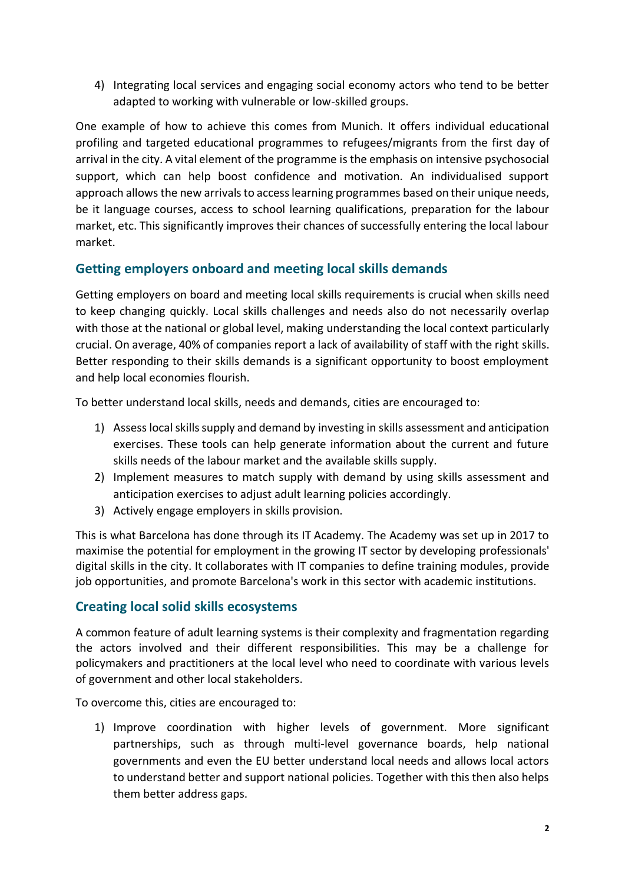4) Integrating local services and engaging social economy actors who tend to be better adapted to working with vulnerable or low-skilled groups.

One example of how to achieve this comes from Munich. It offers individual educational profiling and targeted educational programmes to refugees/migrants from the first day of arrival in the city. A vital element of the programme is the emphasis on intensive psychosocial support, which can help boost confidence and motivation. An individualised support approach allows the new arrivals to access learning programmes based on their unique needs, be it language courses, access to school learning qualifications, preparation for the labour market, etc. This significantly improves their chances of successfully entering the local labour market.

## Getting employers onboard and meeting local skills demands

Getting employers on board and meeting local skills requirements is crucial when skills need to keep changing quickly. Local skills challenges and needs also do not necessarily overlap with those at the national or global level, making understanding the local context particularly crucial. On average, 40% of companies report a lack of availability of staff with the right skills. Better responding to their skills demands is a significant opportunity to boost employment and help local economies flourish.

To better understand local skills, needs and demands, cities are encouraged to:

1) Assess local skills supply and demand by investing in skills assessment and anticipation exercises. These tools can help generate information about the current and future skills needs of the labour market and the available skills supply.
2) Implement measures to match supply with demand by using skills assessment and anticipation exercises to adjust adult learning policies accordingly.
3) Actively engage employers in skills provision.

This is what Barcelona has done through its IT Academy. The Academy was set up in 2017 to maximise the potential for employment in the growing IT sector by developing professionals' digital skills in the city. It collaborates with IT companies to define training modules, provide job opportunities, and promote Barcelona's work in this sector with academic institutions.

## Creating local solid skills ecosystems

A common feature of adult learning systems is their complexity and fragmentation regarding the actors involved and their different responsibilities. This may be a challenge for policymakers and practitioners at the local level who need to coordinate with various levels of government and other local stakeholders.

To overcome this, cities are encouraged to:

1) Improve coordination with higher levels of government. More significant partnerships, such as through multi-level governance boards, help national governments and even the EU better understand local needs and allows local actors to understand better and support national policies. Together with this then also helps them better address gaps.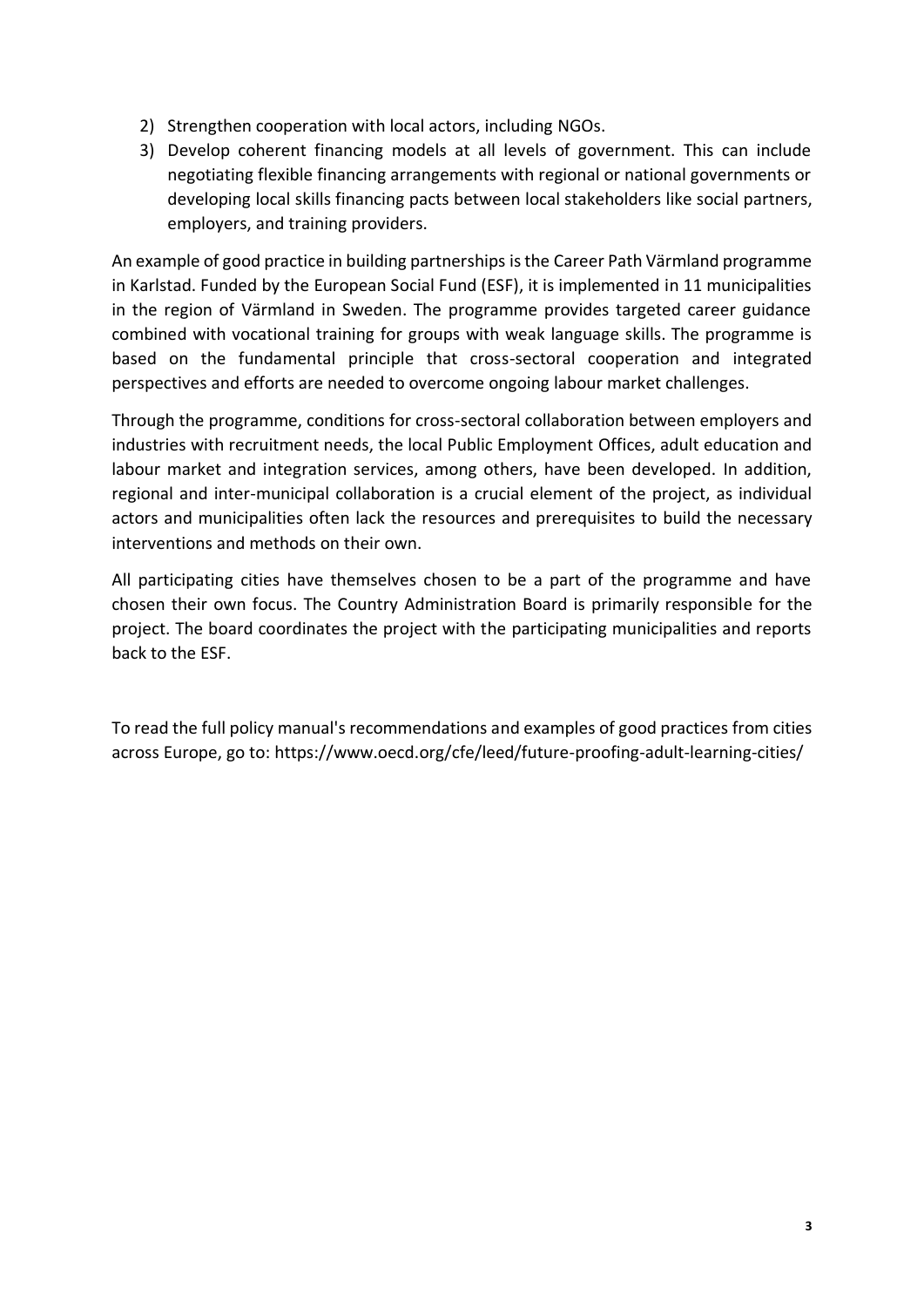2) Strengthen cooperation with local actors, including NGOs.
3) Develop coherent financing models at all levels of government. This can include negotiating flexible financing arrangements with regional or national governments or developing local skills financing pacts between local stakeholders like social partners, employers, and training providers.

An example of good practice in building partnerships is the Career Path Värmland programme in Karlstad. Funded by the European Social Fund (ESF), it is implemented in 11 municipalities in the region of Värmland in Sweden. The programme provides targeted career guidance combined with vocational training for groups with weak language skills. The programme is based on the fundamental principle that cross-sectoral cooperation and integrated perspectives and efforts are needed to overcome ongoing labour market challenges.

Through the programme, conditions for cross-sectoral collaboration between employers and industries with recruitment needs, the local Public Employment Offices, adult education and labour market and integration services, among others, have been developed. In addition, regional and inter-municipal collaboration is a crucial element of the project, as individual actors and municipalities often lack the resources and prerequisites to build the necessary interventions and methods on their own.

All participating cities have themselves chosen to be a part of the programme and have chosen their own focus. The Country Administration Board is primarily responsible for the project. The board coordinates the project with the participating municipalities and reports back to the ESF.

To read the full policy manual's recommendations and examples of good practices from cities across Europe, go to: https://www.oecd.org/cfe/leed/future-proofing-adult-learning-cities/